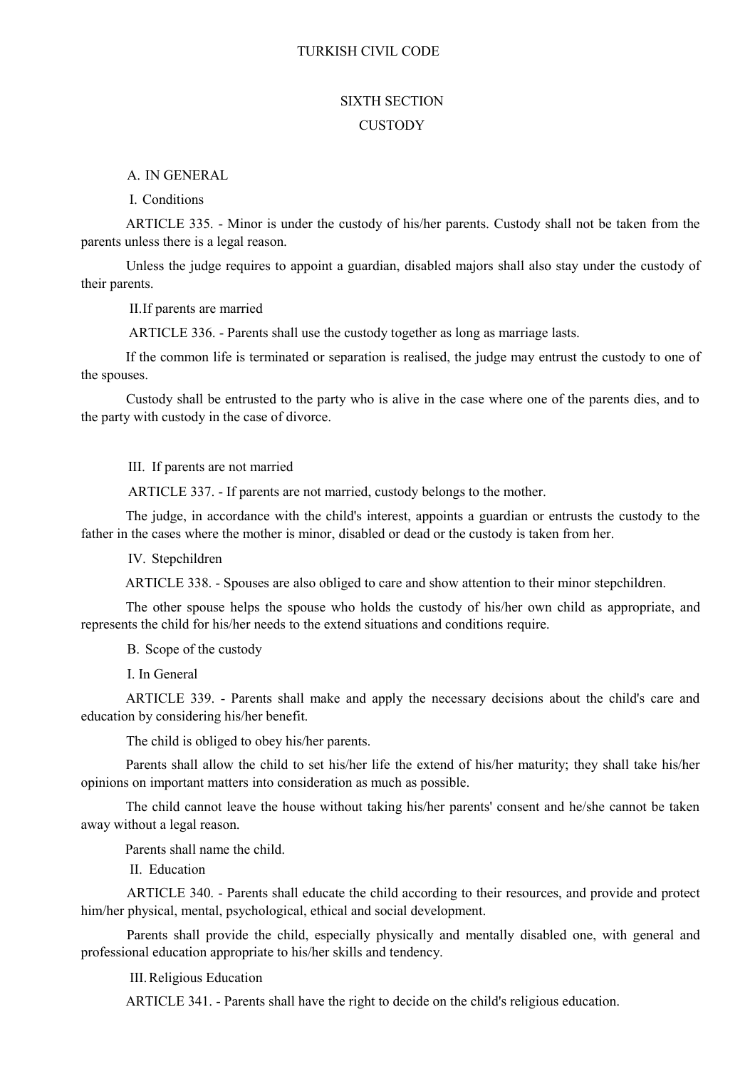# TURKISH CIVIL CODE

## SIXTH SECTION

## CUSTODY

### A. IN GENERAL

#### I. Conditions

ARTICLE 335. - Minor is under the custody of his/her parents. Custody shall not be taken from the parents unless there is a legal reason.

Unless the judge requires to appoint a guardian, disabled majors shall also stay under the custody of their parents.

#### II. If parents are married

ARTICLE 336. - Parents shall use the custody together as long as marriage lasts.

If the common life is terminated or separation is realised, the judge may entrust the custody to one of the spouses.

Custody shall be entrusted to the party who is alive in the case where one of the parents dies, and to the party with custody in the case of divorce.

#### III. If parents are not married

ARTICLE 337. - If parents are not married, custody belongs to the mother.

The judge, in accordance with the child's interest, appoints a guardian or entrusts the custody to the father in the cases where the mother is minor, disabled or dead or the custody is taken from her.

#### IV. Stepchildren

ARTICLE 338. - Spouses are also obliged to care and show attention to their minor stepchildren.

The other spouse helps the spouse who holds the custody of his/her own child as appropriate, and represents the child for his/her needs to the extend situations and conditions require.

### B. Scope of the custody

#### I. In General

ARTICLE 339. - Parents shall make and apply the necessary decisions about the child's care and education by considering his/her benefit.

The child is obliged to obey his/her parents.

Parents shall allow the child to set his/her life the extend of his/her maturity; they shall take his/her opinions on important matters into consideration as much as possible.

The child cannot leave the house without taking his/her parents' consent and he/she cannot be taken away without a legal reason.

Parents shall name the child.

#### II. Education

ARTICLE 340. - Parents shall educate the child according to their resources, and provide and protect him/her physical, mental, psychological, ethical and social development.

Parents shall provide the child, especially physically and mentally disabled one, with general and professional education appropriate to his/her skills and tendency.

#### III. Religious Education

ARTICLE 341. - Parents shall have the right to decide on the child's religious education.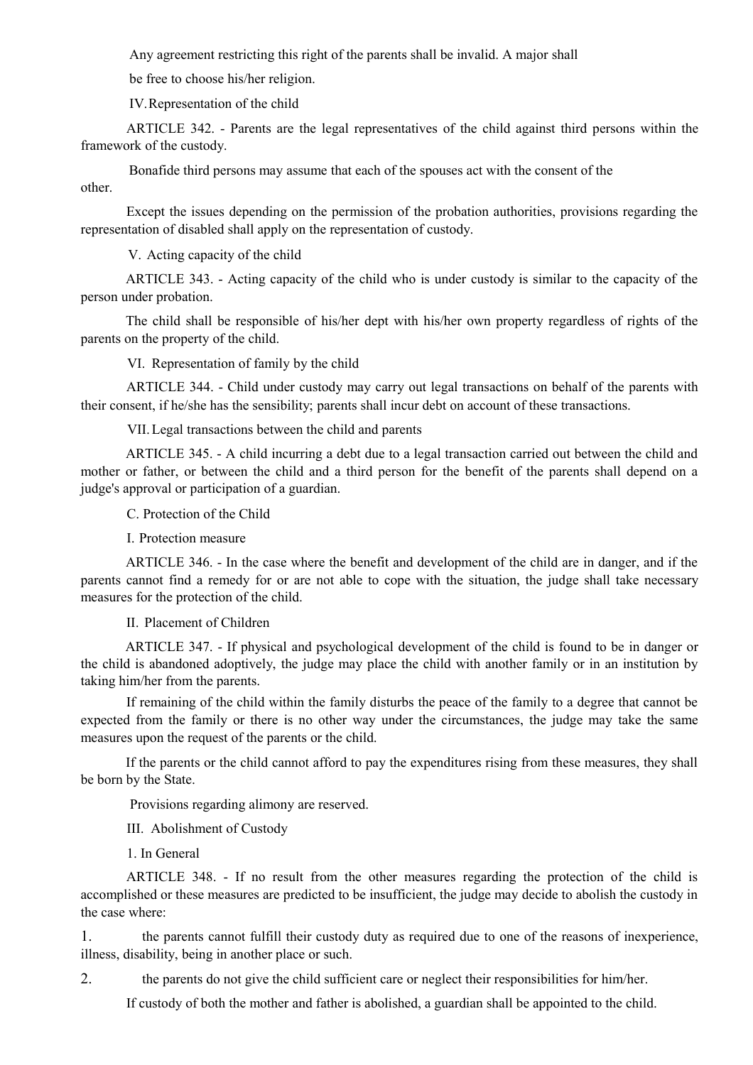Any agreement restricting this right of the parents shall be invalid. A major shall be free to choose his/her religion.

IV. Representation of the child

ARTICLE 342. - Parents are the legal representatives of the child against third persons within the framework of the custody.

Bonafide third persons may assume that each of the spouses act with the consent of the other.

Except the issues depending on the permission of the probation authorities, provisions regarding the representation of disabled shall apply on the representation of custody.

V. Acting capacity of the child

ARTICLE 343. - Acting capacity of the child who is under custody is similar to the capacity of the person under probation.

The child shall be responsible of his/her dept with his/her own property regardless of rights of the parents on the property of the child.

VI. Representation of family by the child

ARTICLE 344. - Child under custody may carry out legal transactions on behalf of the parents with their consent, if he/she has the sensibility; parents shall incur debt on account of these transactions.

VII. Legal transactions between the child and parents

ARTICLE 345. - A child incurring a debt due to a legal transaction carried out between the child and mother or father, or between the child and a third person for the benefit of the parents shall depend on a judge's approval or participation of a guardian.

C. Protection of the Child

I. Protection measure

ARTICLE 346. - In the case where the benefit and development of the child are in danger, and if the parents cannot find a remedy for or are not able to cope with the situation, the judge shall take necessary measures for the protection of the child.

II. Placement of Children

ARTICLE 347. - If physical and psychological development of the child is found to be in danger or the child is abandoned adoptively, the judge may place the child with another family or in an institution by taking him/her from the parents.

If remaining of the child within the family disturbs the peace of the family to a degree that cannot be expected from the family or there is no other way under the circumstances, the judge may take the same measures upon the request of the parents or the child.

If the parents or the child cannot afford to pay the expenditures rising from these measures, they shall be born by the State.

Provisions regarding alimony are reserved.

III. Abolishment of Custody

1. In General

ARTICLE 348. - If no result from the other measures regarding the protection of the child is accomplished or these measures are predicted to be insufficient, the judge may decide to abolish the custody in the case where:

1. the parents cannot fulfill their custody duty as required due to one of the reasons of inexperience, illness, disability, being in another place or such.
2. the parents do not give the child sufficient care or neglect their responsibilities for him/her.

If custody of both the mother and father is abolished, a guardian shall be appointed to the child.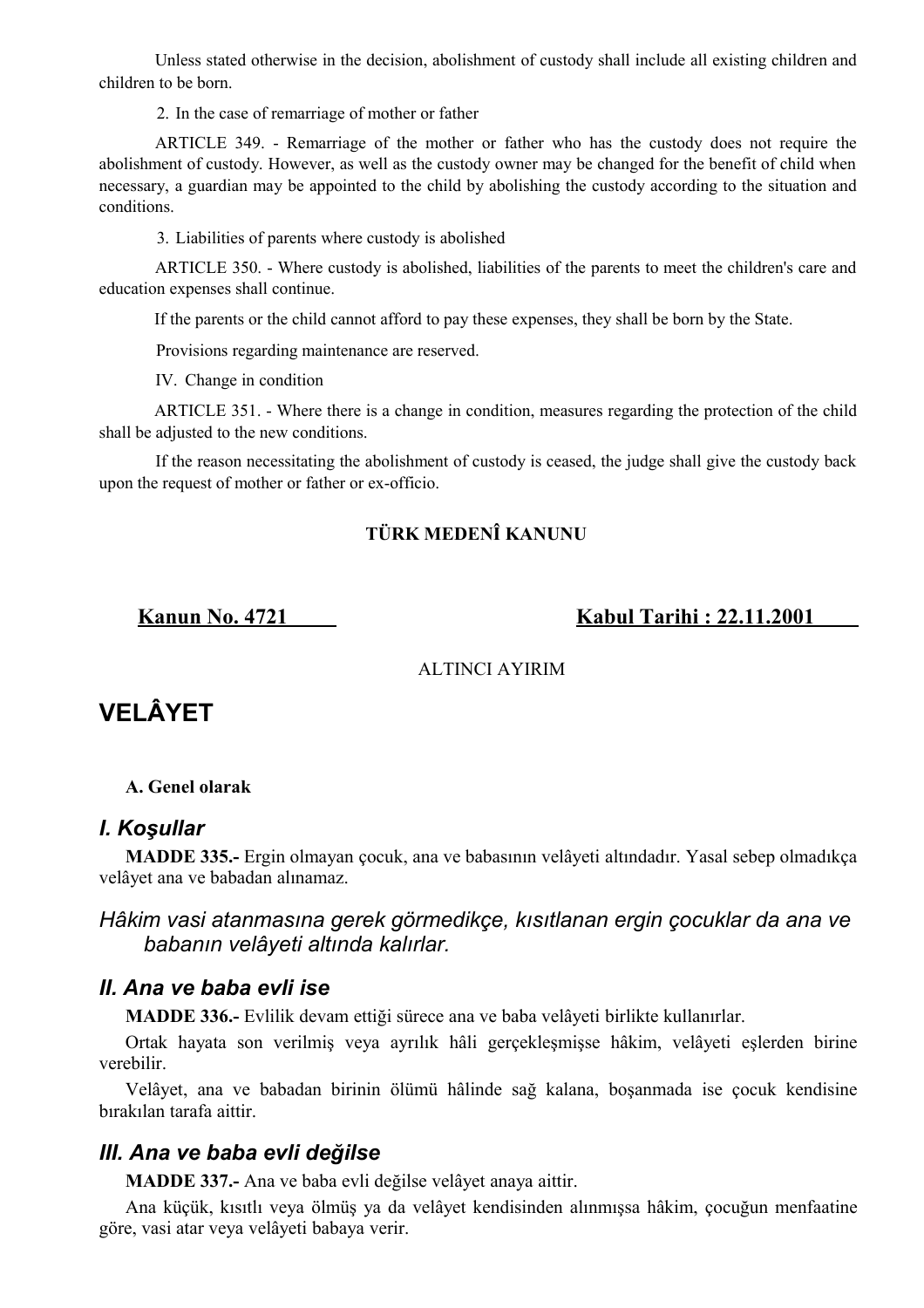Unless stated otherwise in the decision, abolishment of custody shall include all existing children and children to be born.

2. In the case of remarriage of mother or father

ARTICLE 349. - Remarriage of the mother or father who has the custody does not require the abolishment of custody. However, as well as the custody owner may be changed for the benefit of child when necessary, a guardian may be appointed to the child by abolishing the custody according to the situation and conditions.

3. Liabilities of parents where custody is abolished

ARTICLE 350. - Where custody is abolished, liabilities of the parents to meet the children's care and education expenses shall continue.

If the parents or the child cannot afford to pay these expenses, they shall be born by the State.

Provisions regarding maintenance are reserved.

IV. Change in condition

ARTICLE 351. - Where there is a change in condition, measures regarding the protection of the child shall be adjusted to the new conditions.

If the reason necessitating the abolishment of custody is ceased, the judge shall give the custody back upon the request of mother or father or ex-officio.

**TÜRK MEDENÎ KANUNU**

**Kanun No. 4721** **Kabul Tarihi : 22.11.2001**

ALTINCI AYIRIM

# VELÂYET

**A. Genel olarak**

## *I. Koşullar*

**MADDE 335.-** Ergin olmayan çocuk, ana ve babasının velâyeti altındadır. Yasal sebep olmadıkça velâyet ana ve babadan alınamaz.

*Hâkim vasi atanmasına gerek görmedikçe, kısıtlanan ergin çocuklar da ana ve babanın velâyeti altında kalırlar.*

## *II. Ana ve baba evli ise*

**MADDE 336.-** Evlilik devam ettiği sürece ana ve baba velâyeti birlikte kullanırlar.

Ortak hayata son verilmiş veya ayrılık hâli gerçekleşmişse hâkim, velâyeti eşlerden birine verebilir.

Velâyet, ana ve babadan birinin ölümü hâlinde sağ kalana, boşanmada ise çocuk kendisine bırakılan tarafa aittir.

## *III. Ana ve baba evli değilse*

**MADDE 337.-** Ana ve baba evli değilse velâyet anaya aittir.

Ana küçük, kısıtlı veya ölmüş ya da velâyet kendisinden alınmışsa hâkim, çocuğun menfaatine göre, vasi atar veya velâyeti babaya verir.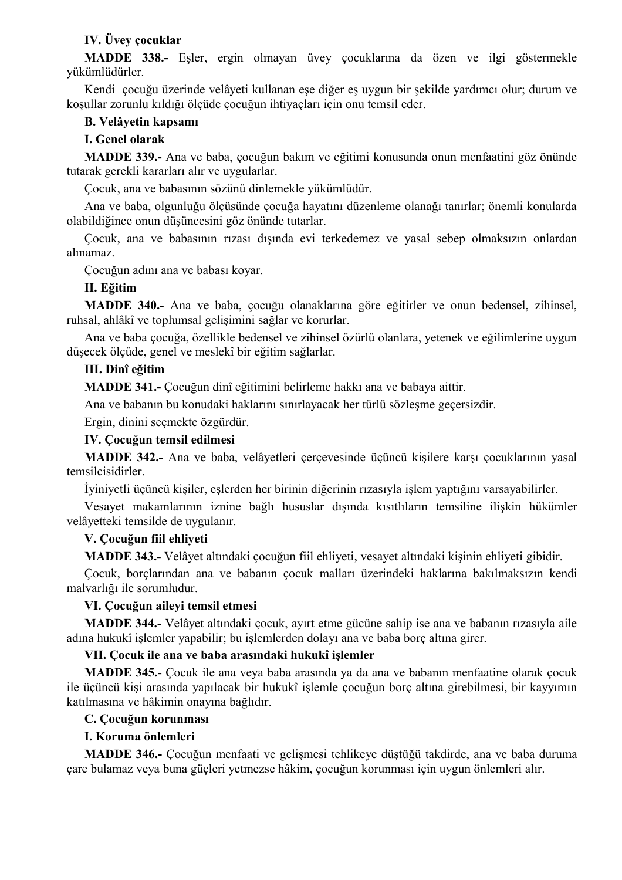**IV. Üvey çocuklar**

**MADDE 338.-** Eşler, ergin olmayan üvey çocuklarına da özen ve ilgi göstermekle yükümlüdürler.

Kendi çocuğu üzerinde velâyeti kullanan eşe diğer eş uygun bir şekilde yardımcı olur; durum ve koşullar zorunlu kıldığı ölçüde çocuğun ihtiyaçları için onu temsil eder.

**B. Velâyetin kapsamı**

**I. Genel olarak**

**MADDE 339.-** Ana ve baba, çocuğun bakım ve eğitimi konusunda onun menfaatini göz önünde tutarak gerekli kararları alır ve uygularlar.

Çocuk, ana ve babasının sözünü dinlemekle yükümlüdür.

Ana ve baba, olgunluğu ölçüsünde çocuğa hayatını düzenleme olanağı tanırlar; önemli konularda olabildiğince onun düşüncesini göz önünde tutarlar.

Çocuk, ana ve babasının rızası dışında evi terkedemez ve yasal sebep olmaksızın onlardan alınamaz.

Çocuğun adını ana ve babası koyar.

**II. Eğitim**

**MADDE 340.-** Ana ve baba, çocuğu olanaklarına göre eğitirler ve onun bedensel, zihinsel, ruhsal, ahlâkî ve toplumsal gelişimini sağlar ve korurlar.

Ana ve baba çocuğa, özellikle bedensel ve zihinsel özürlü olanlara, yetenek ve eğilimlerine uygun düşecek ölçüde, genel ve meslekî bir eğitim sağlarlar.

**III. Dinî eğitim**

**MADDE 341.-** Çocuğun dinî eğitimini belirleme hakkı ana ve babaya aittir.

Ana ve babanın bu konudaki haklarını sınırlayacak her türlü sözleşme geçersizdir.

Ergin, dinini seçmekte özgürdür.

**IV. Çocuğun temsil edilmesi**

**MADDE 342.-** Ana ve baba, velâyetleri çerçevesinde üçüncü kişilere karşı çocuklarının yasal temsilcisidirler.

İyiniyetli üçüncü kişiler, eşlerden her birinin diğerinin rızasıyla işlem yaptığını varsayabilirler.

Vesayet makamlarının iznine bağlı hususlar dışında kısıtlıların temsiline ilişkin hükümler velâyetteki temsilde de uygulanır.

**V. Çocuğun fiil ehliyeti**

**MADDE 343.-** Velâyet altındaki çocuğun fiil ehliyeti, vesayet altındaki kişinin ehliyeti gibidir.

Çocuk, borçlarından ana ve babanın çocuk malları üzerindeki haklarına bakılmaksızın kendi malvarlığı ile sorumludur.

**VI. Çocuğun aileyi temsil etmesi**

**MADDE 344.-** Velâyet altındaki çocuk, ayırt etme gücüne sahip ise ana ve babanın rızasıyla aile adına hukukî işlemler yapabilir; bu işlemlerden dolayı ana ve baba borç altına girer.

**VII. Çocuk ile ana ve baba arasındaki hukukî işlemler**

**MADDE 345.-** Çocuk ile ana veya baba arasında ya da ana ve babanın menfaatine olarak çocuk ile üçüncü kişi arasında yapılacak bir hukukî işlemle çocuğun borç altına girebilmesi, bir kayyımın katılmasına ve hâkimin onayına bağlıdır.

**C. Çocuğun korunması**

**I. Koruma önlemleri**

**MADDE 346.-** Çocuğun menfaati ve gelişmesi tehlikeye düştüğü takdirde, ana ve baba duruma çare bulamaz veya buna güçleri yetmezse hâkim, çocuğun korunması için uygun önlemleri alır.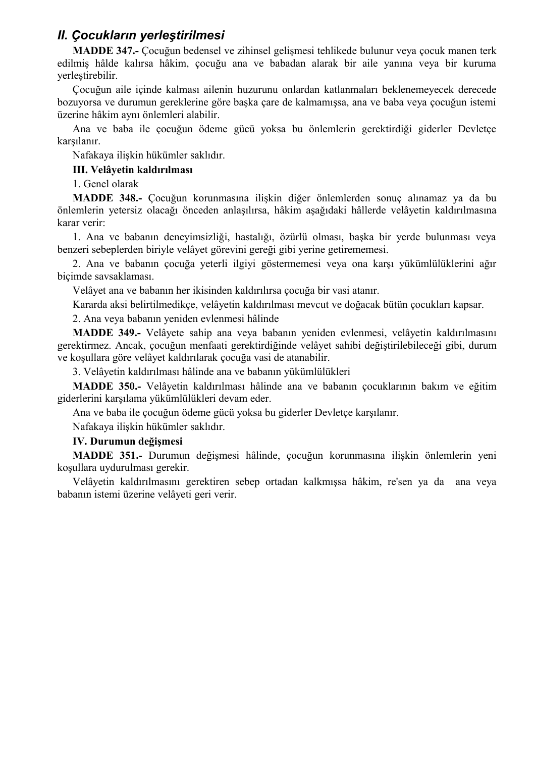### *II. Çocukların yerleştirilmesi*

**MADDE 347.-** Çocuğun bedensel ve zihinsel gelişmesi tehlikede bulunur veya çocuk manen terk edilmiş hâlde kalırsa hâkim, çocuğu ana ve babadan alarak bir aile yanına veya bir kuruma yerleştirebilir.

Çocuğun aile içinde kalması ailenin huzurunu onlardan katlanmaları beklenemeyecek derecede bozuyorsa ve durumun gereklerine göre başka çare de kalmamışsa, ana ve baba veya çocuğun istemi üzerine hâkim aynı önlemleri alabilir.

Ana ve baba ile çocuğun ödeme gücü yoksa bu önlemlerin gerektirdiği giderler Devletçe karşılanır.

Nafakaya ilişkin hükümler saklıdır.

**III. Velâyetin kaldırılması**

1. Genel olarak

**MADDE 348.-** Çocuğun korunmasına ilişkin diğer önlemlerden sonuç alınamaz ya da bu önlemlerin yetersiz olacağı önceden anlaşılırsa, hâkim aşağıdaki hâllerde velâyetin kaldırılmasına karar verir:

1. Ana ve babanın deneyimsizliği, hastalığı, özürlü olması, başka bir yerde bulunması veya benzeri sebeplerden biriyle velâyet görevini gereği gibi yerine getirememesi.

2. Ana ve babanın çocuğa yeterli ilgiyi göstermemesi veya ona karşı yükümlülüklerini ağır biçimde savsaklaması.

Velâyet ana ve babanın her ikisinden kaldırılırsa çocuğa bir vasi atanır.

Kararda aksi belirtilmedikçe, velâyetin kaldırılması mevcut ve doğacak bütün çocukları kapsar.

2. Ana veya babanın yeniden evlenmesi hâlinde

**MADDE 349.-** Velâyete sahip ana veya babanın yeniden evlenmesi, velâyetin kaldırılmasını gerektirmez. Ancak, çocuğun menfaati gerektirdiğinde velâyet sahibi değiştirilebileceği gibi, durum ve koşullara göre velâyet kaldırılarak çocuğa vasi de atanabilir.

3. Velâyetin kaldırılması hâlinde ana ve babanın yükümlülükleri

**MADDE 350.-** Velâyetin kaldırılması hâlinde ana ve babanın çocuklarının bakım ve eğitim giderlerini karşılama yükümlülükleri devam eder.

Ana ve baba ile çocuğun ödeme gücü yoksa bu giderler Devletçe karşılanır.

Nafakaya ilişkin hükümler saklıdır.

**IV. Durumun değişmesi**

**MADDE 351.-** Durumun değişmesi hâlinde, çocuğun korunmasına ilişkin önlemlerin yeni koşullara uydurulması gerekir.

Velâyetin kaldırılmasını gerektiren sebep ortadan kalkmışsa hâkim, re'sen ya da ana veya babanın istemi üzerine velâyeti geri verir.